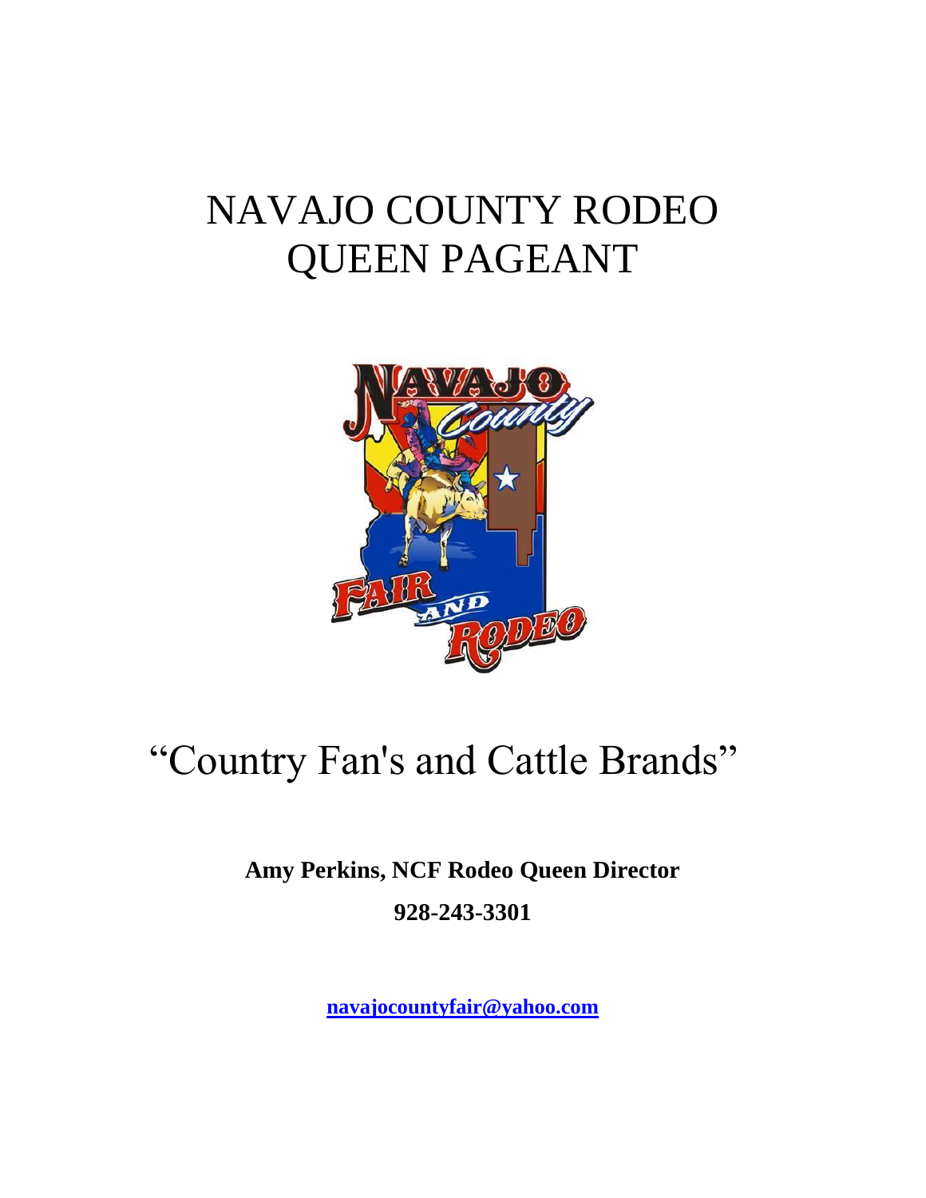# NAVAJO COUNTY RODEO QUEEN PAGEANT

## "Country Fan's and Cattle Brands"

**Amy Perkins, NCF Rodeo Queen Director**

**928-243-3301**

**navajocountyfair@yahoo.com**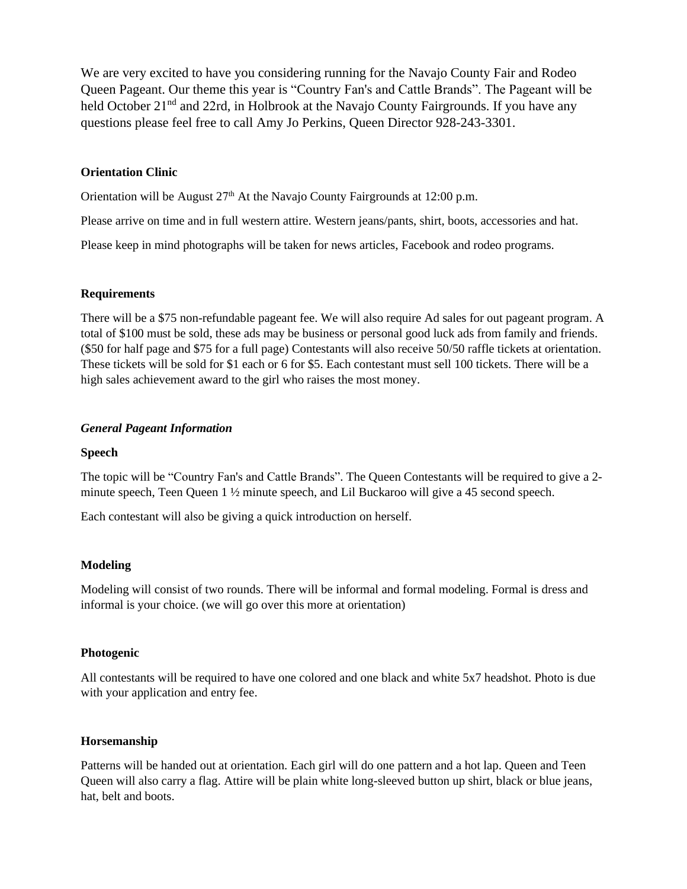We are very excited to have you considering running for the Navajo County Fair and Rodeo Queen Pageant. Our theme this year is "Country Fan's and Cattle Brands". The Pageant will be held October 21nd and 22rd, in Holbrook at the Navajo County Fairgrounds. If you have any questions please feel free to call Amy Jo Perkins, Queen Director 928-243-3301.

**Orientation Clinic**

Orientation will be August 27th At the Navajo County Fairgrounds at 12:00 p.m.

Please arrive on time and in full western attire. Western jeans/pants, shirt, boots, accessories and hat.

Please keep in mind photographs will be taken for news articles, Facebook and rodeo programs.

**Requirements**

There will be a $75 non-refundable pageant fee. We will also require Ad sales for out pageant program. A total of $100 must be sold, these ads may be business or personal good luck ads from family and friends. ($50 for half page and $75 for a full page) Contestants will also receive 50/50 raffle tickets at orientation. These tickets will be sold for $1 each or 6 for $5. Each contestant must sell 100 tickets. There will be a high sales achievement award to the girl who raises the most money.

***General Pageant Information***

**Speech**

The topic will be "Country Fan's and Cattle Brands". The Queen Contestants will be required to give a 2-minute speech, Teen Queen 1 ½ minute speech, and Lil Buckaroo will give a 45 second speech.

Each contestant will also be giving a quick introduction on herself.

**Modeling**

Modeling will consist of two rounds. There will be informal and formal modeling. Formal is dress and informal is your choice. (we will go over this more at orientation)

**Photogenic**

All contestants will be required to have one colored and one black and white 5x7 headshot. Photo is due with your application and entry fee.

**Horsemanship**

Patterns will be handed out at orientation. Each girl will do one pattern and a hot lap. Queen and Teen Queen will also carry a flag. Attire will be plain white long-sleeved button up shirt, black or blue jeans, hat, belt and boots.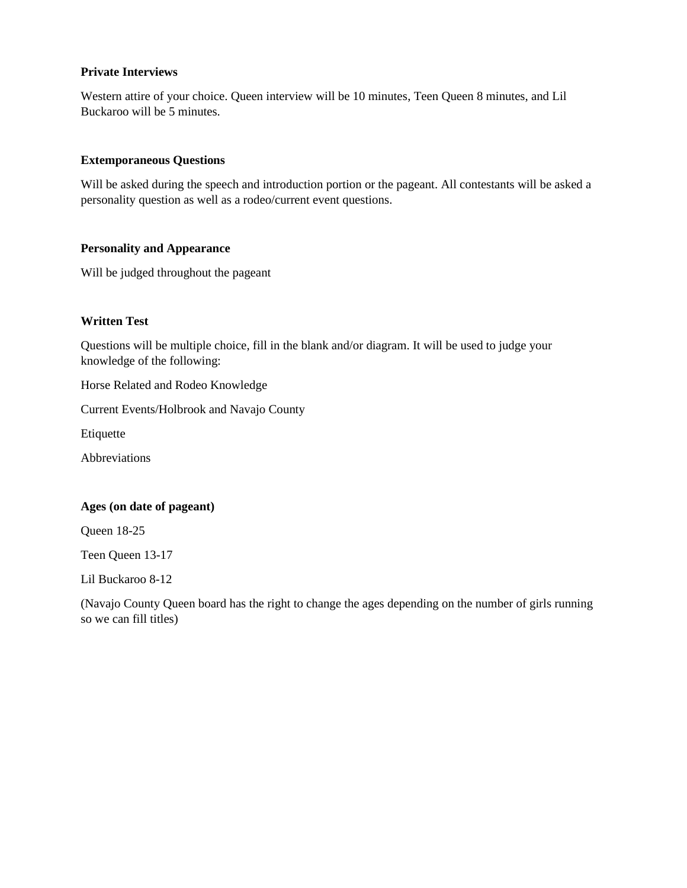**Private Interviews**

Western attire of your choice. Queen interview will be 10 minutes, Teen Queen 8 minutes, and Lil Buckaroo will be 5 minutes.

**Extemporaneous Questions**

Will be asked during the speech and introduction portion or the pageant. All contestants will be asked a personality question as well as a rodeo/current event questions.

**Personality and Appearance**

Will be judged throughout the pageant

**Written Test**

Questions will be multiple choice, fill in the blank and/or diagram. It will be used to judge your knowledge of the following:

Horse Related and Rodeo Knowledge

Current Events/Holbrook and Navajo County

Etiquette

Abbreviations

**Ages (on date of pageant)**

Queen 18-25

Teen Queen 13-17

Lil Buckaroo 8-12

(Navajo County Queen board has the right to change the ages depending on the number of girls running so we can fill titles)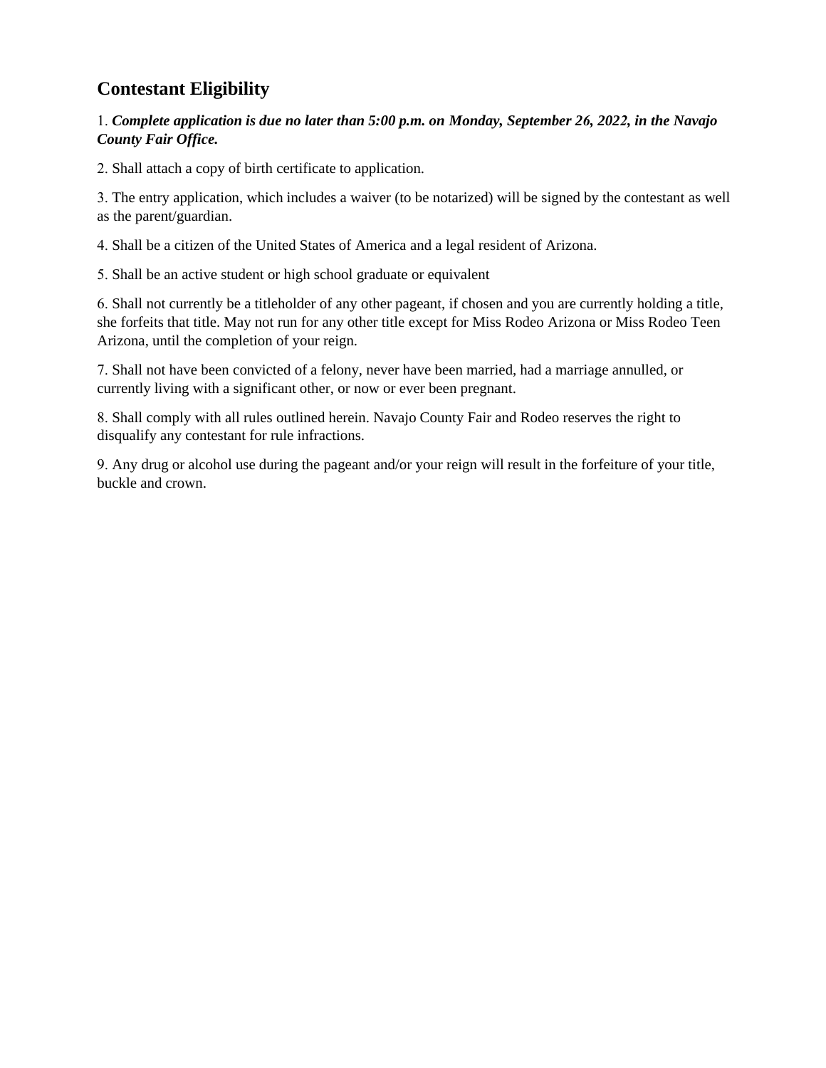## Contestant Eligibility

1. ***Complete application is due no later than 5:00 p.m. on Monday, September 26, 2022, in the Navajo County Fair Office.***

2. Shall attach a copy of birth certificate to application.

3. The entry application, which includes a waiver (to be notarized) will be signed by the contestant as well as the parent/guardian.

4. Shall be a citizen of the United States of America and a legal resident of Arizona.

5. Shall be an active student or high school graduate or equivalent

6. Shall not currently be a titleholder of any other pageant, if chosen and you are currently holding a title, she forfeits that title. May not run for any other title except for Miss Rodeo Arizona or Miss Rodeo Teen Arizona, until the completion of your reign.

7. Shall not have been convicted of a felony, never have been married, had a marriage annulled, or currently living with a significant other, or now or ever been pregnant.

8. Shall comply with all rules outlined herein. Navajo County Fair and Rodeo reserves the right to disqualify any contestant for rule infractions.

9. Any drug or alcohol use during the pageant and/or your reign will result in the forfeiture of your title, buckle and crown.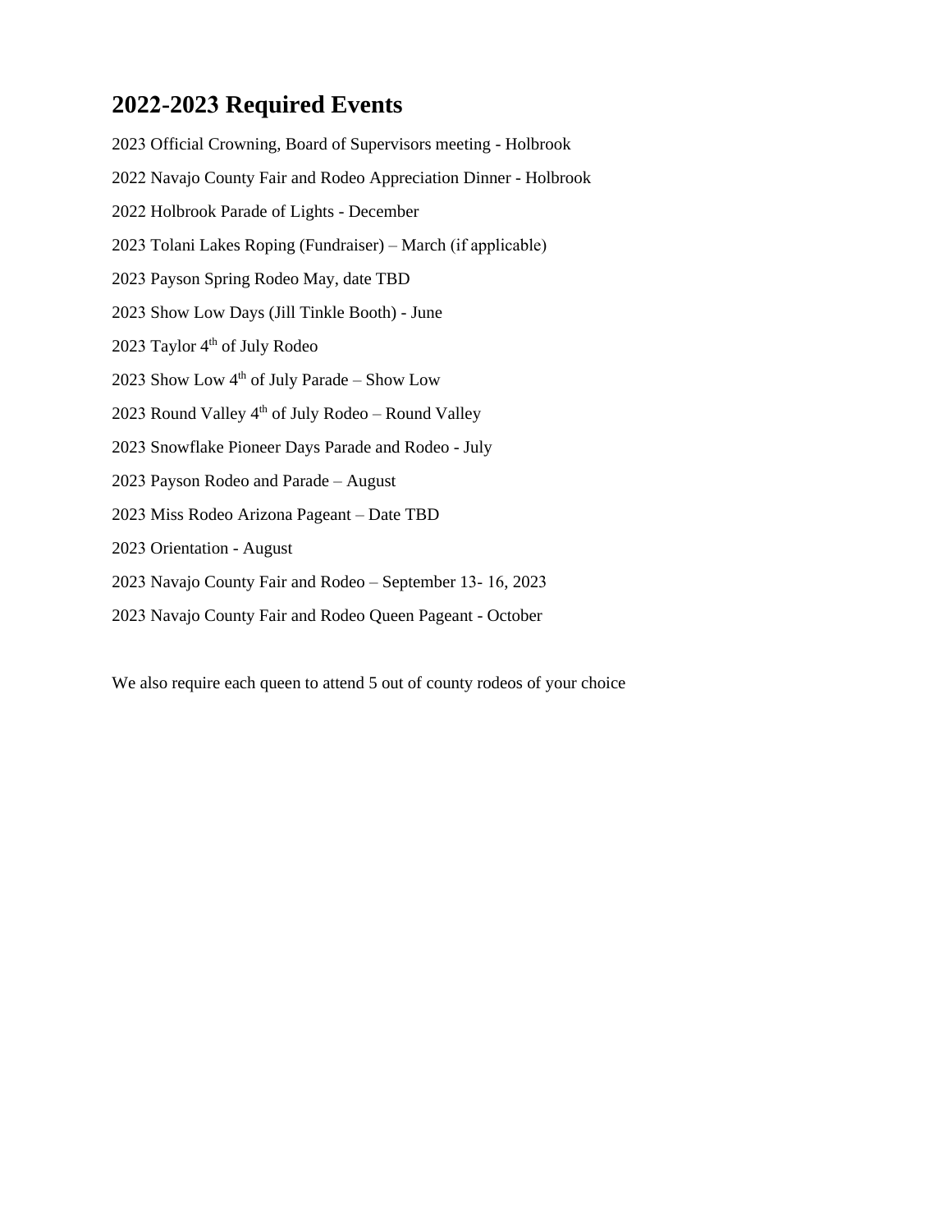## 2022-2023 Required Events

2023 Official Crowning, Board of Supervisors meeting - Holbrook

2022 Navajo County Fair and Rodeo Appreciation Dinner - Holbrook

2022 Holbrook Parade of Lights - December

2023 Tolani Lakes Roping (Fundraiser) – March (if applicable)

2023 Payson Spring Rodeo May, date TBD

2023 Show Low Days (Jill Tinkle Booth) - June

2023 Taylor 4th of July Rodeo

2023 Show Low 4th of July Parade – Show Low

2023 Round Valley 4th of July Rodeo – Round Valley

2023 Snowflake Pioneer Days Parade and Rodeo - July

2023 Payson Rodeo and Parade – August

2023 Miss Rodeo Arizona Pageant – Date TBD

2023 Orientation - August

2023 Navajo County Fair and Rodeo – September 13- 16, 2023

2023 Navajo County Fair and Rodeo Queen Pageant - October

We also require each queen to attend 5 out of county rodeos of your choice